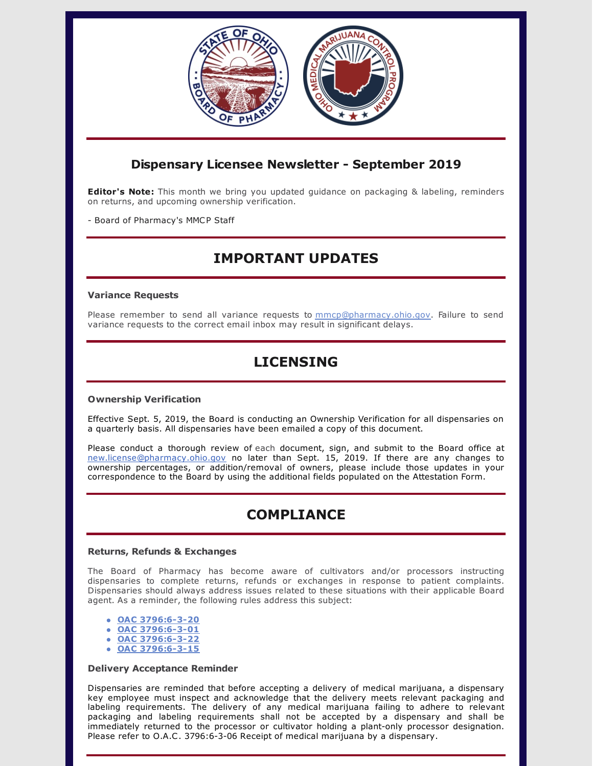## Dispensary Licensee Newsletter - September 2019

**Editor's Note:** This month we bring you updated guidance on packaging & labeling, reminders on returns, and upcoming ownership verification.

- Board of Pharmacy's MMCP Staff

# IMPORTANT UPDATES

### Variance Requests

Please remember to send all variance requests to mmcp@pharmacy.ohio.gov. Failure to send variance requests to the correct email inbox may result in significant delays.

# LICENSING

### Ownership Verification

Effective Sept. 5, 2019, the Board is conducting an Ownership Verification for all dispensaries on a quarterly basis. All dispensaries have been emailed a copy of this document.

Please conduct a thorough review of each document, sign, and submit to the Board office at new.license@pharmacy.ohio.gov no later than Sept. 15, 2019. If there are any changes to ownership percentages, or addition/removal of owners, please include those updates in your correspondence to the Board by using the additional fields populated on the Attestation Form.

# COMPLIANCE

### Returns, Refunds & Exchanges

The Board of Pharmacy has become aware of cultivators and/or processors instructing dispensaries to complete returns, refunds or exchanges in response to patient complaints. Dispensaries should always address issues related to these situations with their applicable Board agent. As a reminder, the following rules address this subject:

- **OAC 3796:6-3-20**
- **OAC 3796:6-3-01**
- **OAC 3796:6-3-22**
- **OAC 3796:6-3-15**

### Delivery Acceptance Reminder

Dispensaries are reminded that before accepting a delivery of medical marijuana, a dispensary key employee must inspect and acknowledge that the delivery meets relevant packaging and labeling requirements. The delivery of any medical marijuana failing to adhere to relevant packaging and labeling requirements shall not be accepted by a dispensary and shall be immediately returned to the processor or cultivator holding a plant-only processor designation. Please refer to O.A.C. 3796:6-3-06 Receipt of medical marijuana by a dispensary.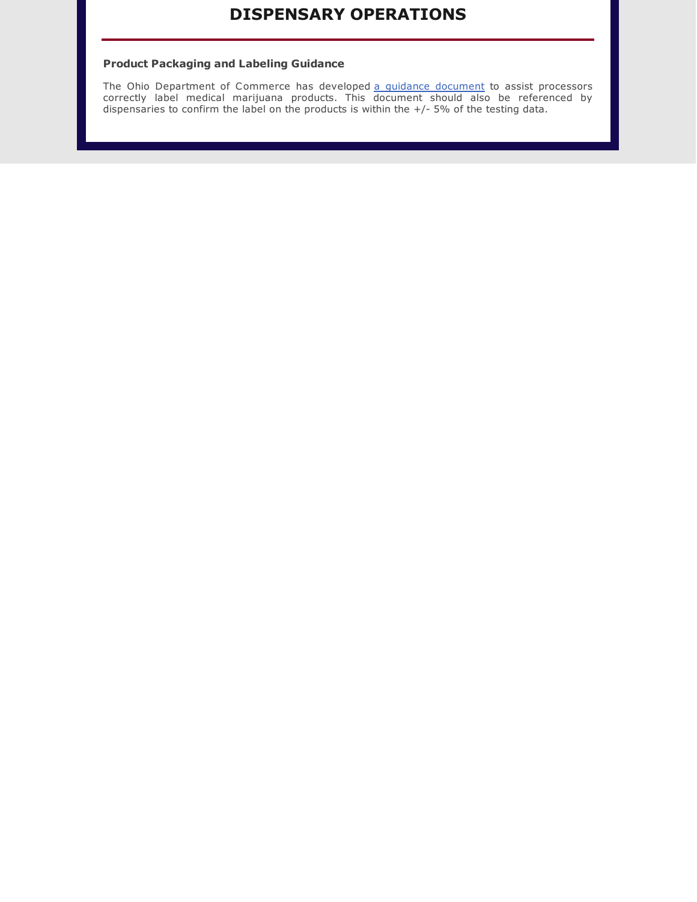# DISPENSARY OPERATIONS

### Product Packaging and Labeling Guidance

The Ohio Department of Commerce has developed a guidance document to assist processors correctly label medical marijuana products. This document should also be referenced by dispensaries to confirm the label on the products is within the +/- 5% of the testing data.